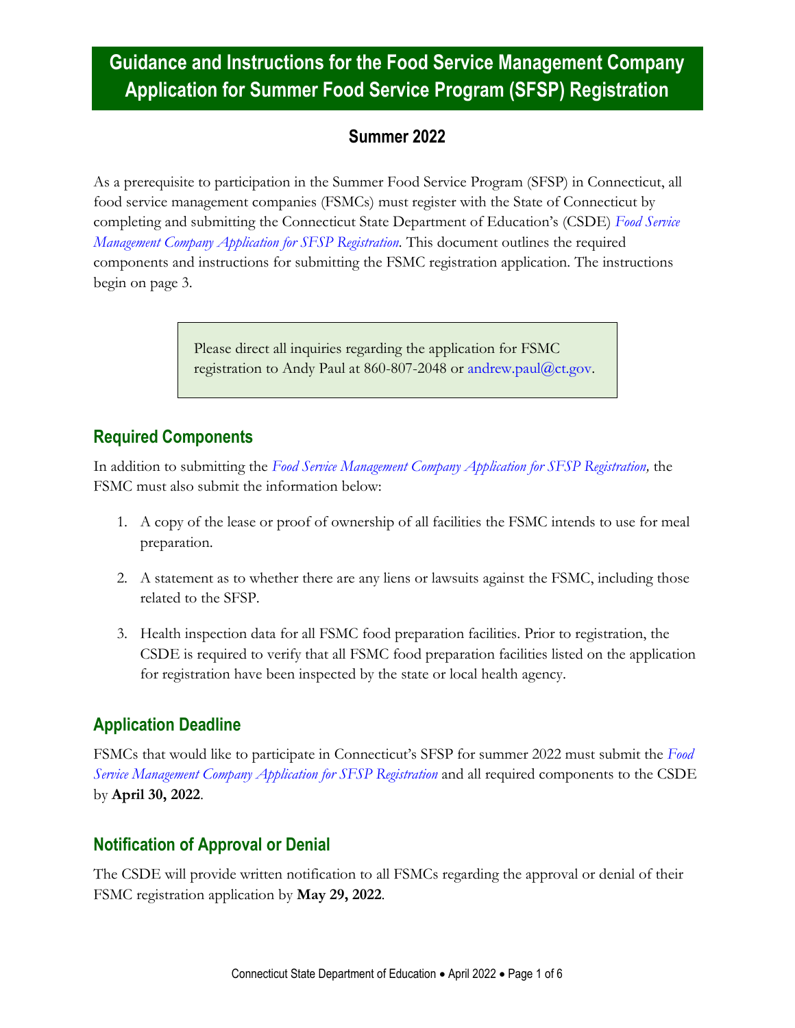# Guidance and Instructions for the Food Service Management Company Application for Summer Food Service Program (SFSP) Registration

## Summer 2022

As a prerequisite to participation in the Summer Food Service Program (SFSP) in Connecticut, all food service management companies (FSMCs) must register with the State of Connecticut by completing and submitting the Connecticut State Department of Education's (CSDE) *Food Service Management Company Application for SFSP Registration*. This document outlines the required components and instructions for submitting the FSMC registration application. The instructions begin on page 3.

> Please direct all inquiries regarding the application for FSMC registration to Andy Paul at 860-807-2048 or andrew.paul@ct.gov.

## Required Components

In addition to submitting the *Food Service Management Company Application for SFSP Registration,* the FSMC must also submit the information below:

1. A copy of the lease or proof of ownership of all facilities the FSMC intends to use for meal preparation.
2. A statement as to whether there are any liens or lawsuits against the FSMC, including those related to the SFSP.
3. Health inspection data for all FSMC food preparation facilities. Prior to registration, the CSDE is required to verify that all FSMC food preparation facilities listed on the application for registration have been inspected by the state or local health agency.

## Application Deadline

FSMCs that would like to participate in Connecticut's SFSP for summer 2022 must submit the *Food Service Management Company Application for SFSP Registration* and all required components to the CSDE by **April 30, 2022**.

## Notification of Approval or Denial

The CSDE will provide written notification to all FSMCs regarding the approval or denial of their FSMC registration application by **May 29, 2022**.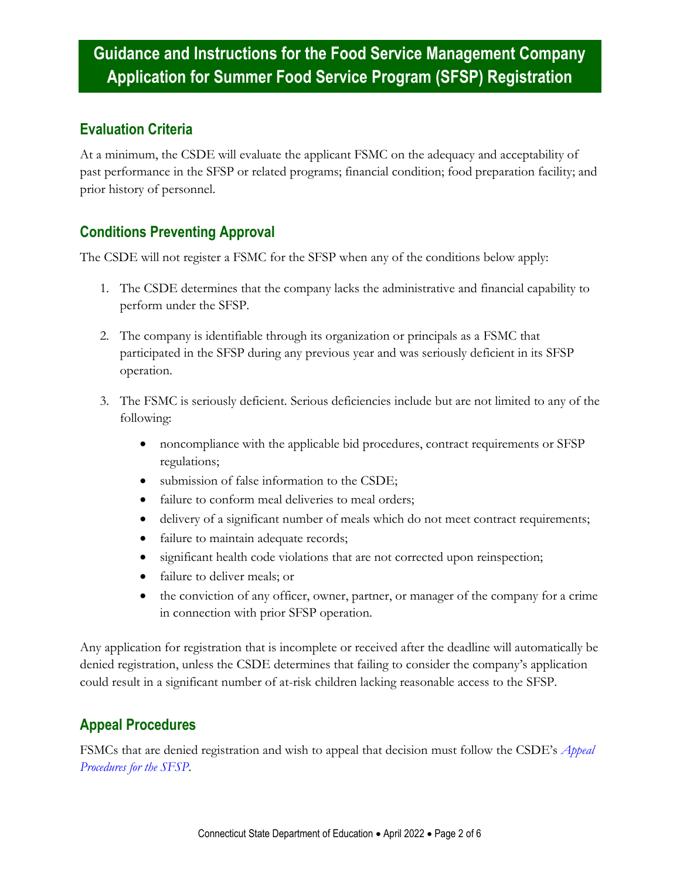# Guidance and Instructions for the Food Service Management Company Application for Summer Food Service Program (SFSP) Registration

## Evaluation Criteria

At a minimum, the CSDE will evaluate the applicant FSMC on the adequacy and acceptability of past performance in the SFSP or related programs; financial condition; food preparation facility; and prior history of personnel.

## Conditions Preventing Approval

The CSDE will not register a FSMC for the SFSP when any of the conditions below apply:

1. The CSDE determines that the company lacks the administrative and financial capability to perform under the SFSP.
2. The company is identifiable through its organization or principals as a FSMC that participated in the SFSP during any previous year and was seriously deficient in its SFSP operation.
3. The FSMC is seriously deficient. Serious deficiencies include but are not limited to any of the following:
   - noncompliance with the applicable bid procedures, contract requirements or SFSP regulations;
   - submission of false information to the CSDE;
   - failure to conform meal deliveries to meal orders;
   - delivery of a significant number of meals which do not meet contract requirements;
   - failure to maintain adequate records;
   - significant health code violations that are not corrected upon reinspection;
   - failure to deliver meals; or
   - the conviction of any officer, owner, partner, or manager of the company for a crime in connection with prior SFSP operation.

Any application for registration that is incomplete or received after the deadline will automatically be denied registration, unless the CSDE determines that failing to consider the company's application could result in a significant number of at-risk children lacking reasonable access to the SFSP.

## Appeal Procedures

FSMCs that are denied registration and wish to appeal that decision must follow the CSDE's *Appeal Procedures for the SFSP*.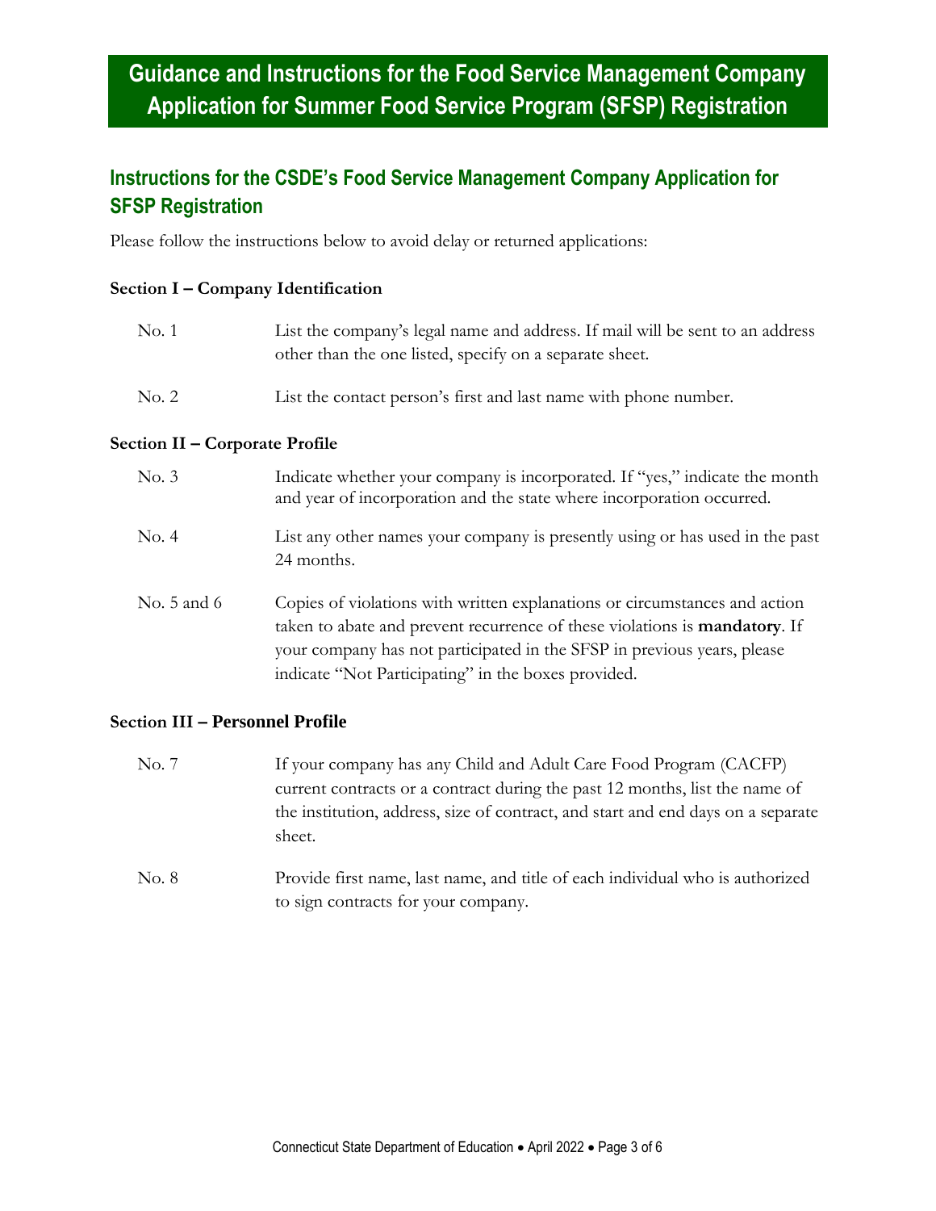# Guidance and Instructions for the Food Service Management Company Application for Summer Food Service Program (SFSP) Registration

## Instructions for the CSDE's Food Service Management Company Application for SFSP Registration

Please follow the instructions below to avoid delay or returned applications:

### Section I – Company Identification

| | |
|---|---|
| No. 1 | List the company's legal name and address. If mail will be sent to an address other than the one listed, specify on a separate sheet. |
| No. 2 | List the contact person's first and last name with phone number. |

### Section II – Corporate Profile

| | |
|---|---|
| No. 3 | Indicate whether your company is incorporated. If "yes," indicate the month and year of incorporation and the state where incorporation occurred. |
| No. 4 | List any other names your company is presently using or has used in the past 24 months. |
| No. 5 and 6 | Copies of violations with written explanations or circumstances and action taken to abate and prevent recurrence of these violations is **mandatory**. If your company has not participated in the SFSP in previous years, please indicate "Not Participating" in the boxes provided. |

### Section III – Personnel Profile

| | |
|---|---|
| No. 7 | If your company has any Child and Adult Care Food Program (CACFP) current contracts or a contract during the past 12 months, list the name of the institution, address, size of contract, and start and end days on a separate sheet. |
| No. 8 | Provide first name, last name, and title of each individual who is authorized to sign contracts for your company. |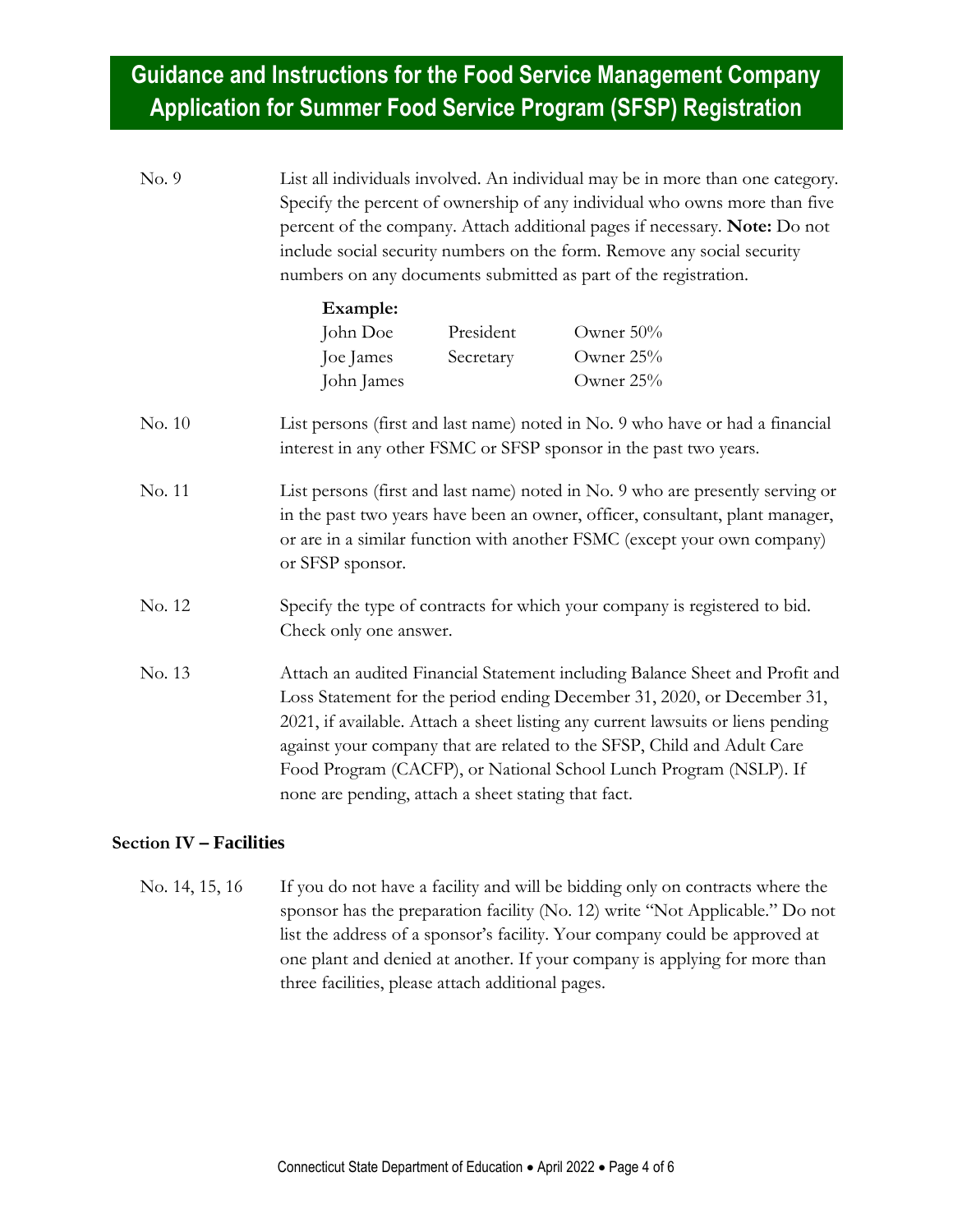# Guidance and Instructions for the Food Service Management Company Application for Summer Food Service Program (SFSP) Registration

**No. 9** List all individuals involved. An individual may be in more than one category. Specify the percent of ownership of any individual who owns more than five percent of the company. Attach additional pages if necessary. **Note:** Do not include social security numbers on the form. Remove any social security numbers on any documents submitted as part of the registration.

**Example:**

| | | |
|---|---|---|
| John Doe | President | Owner 50% |
| Joe James | Secretary | Owner 25% |
| John James | | Owner 25% |

**No. 10** List persons (first and last name) noted in No. 9 who have or had a financial interest in any other FSMC or SFSP sponsor in the past two years.

**No. 11** List persons (first and last name) noted in No. 9 who are presently serving or in the past two years have been an owner, officer, consultant, plant manager, or are in a similar function with another FSMC (except your own company) or SFSP sponsor.

**No. 12** Specify the type of contracts for which your company is registered to bid. Check only one answer.

**No. 13** Attach an audited Financial Statement including Balance Sheet and Profit and Loss Statement for the period ending December 31, 2020, or December 31, 2021, if available. Attach a sheet listing any current lawsuits or liens pending against your company that are related to the SFSP, Child and Adult Care Food Program (CACFP), or National School Lunch Program (NSLP). If none are pending, attach a sheet stating that fact.

## Section IV – Facilities

**No. 14, 15, 16** If you do not have a facility and will be bidding only on contracts where the sponsor has the preparation facility (No. 12) write "Not Applicable." Do not list the address of a sponsor's facility. Your company could be approved at one plant and denied at another. If your company is applying for more than three facilities, please attach additional pages.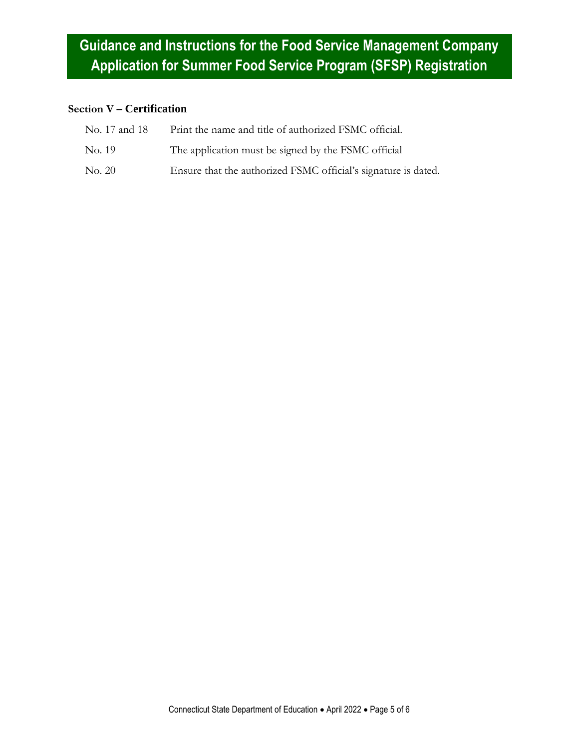# Guidance and Instructions for the Food Service Management Company Application for Summer Food Service Program (SFSP) Registration

### Section V – Certification

| | |
|---|---|
| No. 17 and 18 | Print the name and title of authorized FSMC official. |
| No. 19 | The application must be signed by the FSMC official |
| No. 20 | Ensure that the authorized FSMC official's signature is dated. |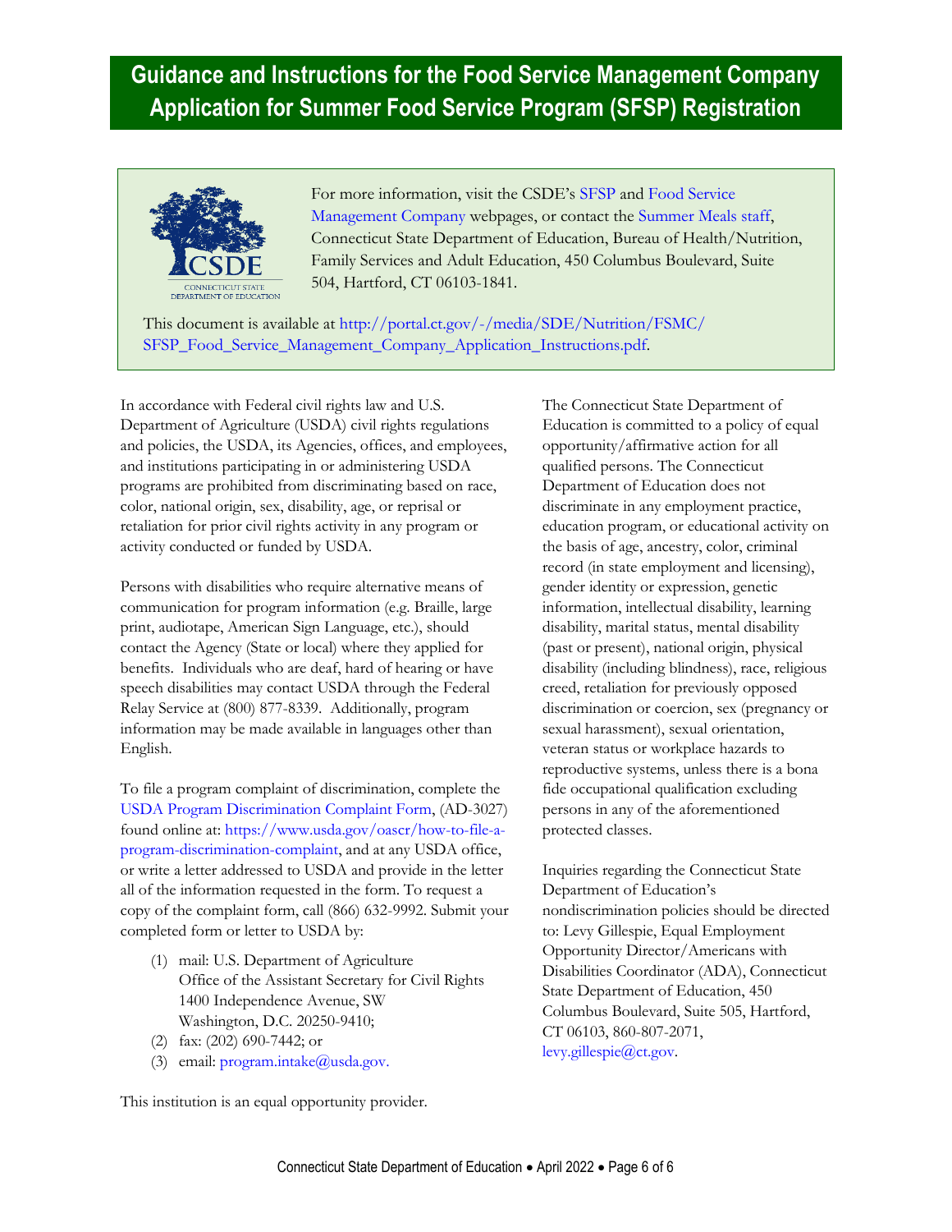# Guidance and Instructions for the Food Service Management Company Application for Summer Food Service Program (SFSP) Registration

For more information, visit the CSDE's SFSP and Food Service Management Company webpages, or contact the Summer Meals staff, Connecticut State Department of Education, Bureau of Health/Nutrition, Family Services and Adult Education, 450 Columbus Boulevard, Suite 504, Hartford, CT 06103-1841.

This document is available at http://portal.ct.gov/-/media/SDE/Nutrition/FSMC/SFSP_Food_Service_Management_Company_Application_Instructions.pdf.

In accordance with Federal civil rights law and U.S. Department of Agriculture (USDA) civil rights regulations and policies, the USDA, its Agencies, offices, and employees, and institutions participating in or administering USDA programs are prohibited from discriminating based on race, color, national origin, sex, disability, age, or reprisal or retaliation for prior civil rights activity in any program or activity conducted or funded by USDA.

Persons with disabilities who require alternative means of communication for program information (e.g. Braille, large print, audiotape, American Sign Language, etc.), should contact the Agency (State or local) where they applied for benefits. Individuals who are deaf, hard of hearing or have speech disabilities may contact USDA through the Federal Relay Service at (800) 877-8339. Additionally, program information may be made available in languages other than English.

To file a program complaint of discrimination, complete the USDA Program Discrimination Complaint Form, (AD-3027) found online at: https://www.usda.gov/oascr/how-to-file-a-program-discrimination-complaint, and at any USDA office, or write a letter addressed to USDA and provide in the letter all of the information requested in the form. To request a copy of the complaint form, call (866) 632-9992. Submit your completed form or letter to USDA by:

(1) mail: U.S. Department of Agriculture
Office of the Assistant Secretary for Civil Rights
1400 Independence Avenue, SW
Washington, D.C. 20250-9410;
(2) fax: (202) 690-7442; or
(3) email: program.intake@usda.gov.

This institution is an equal opportunity provider.

The Connecticut State Department of Education is committed to a policy of equal opportunity/affirmative action for all qualified persons. The Connecticut Department of Education does not discriminate in any employment practice, education program, or educational activity on the basis of age, ancestry, color, criminal record (in state employment and licensing), gender identity or expression, genetic information, intellectual disability, learning disability, marital status, mental disability (past or present), national origin, physical disability (including blindness), race, religious creed, retaliation for previously opposed discrimination or coercion, sex (pregnancy or sexual harassment), sexual orientation, veteran status or workplace hazards to reproductive systems, unless there is a bona fide occupational qualification excluding persons in any of the aforementioned protected classes.

Inquiries regarding the Connecticut State Department of Education's nondiscrimination policies should be directed to: Levy Gillespie, Equal Employment Opportunity Director/Americans with Disabilities Coordinator (ADA), Connecticut State Department of Education, 450 Columbus Boulevard, Suite 505, Hartford, CT 06103, 860-807-2071, levy.gillespie@ct.gov.